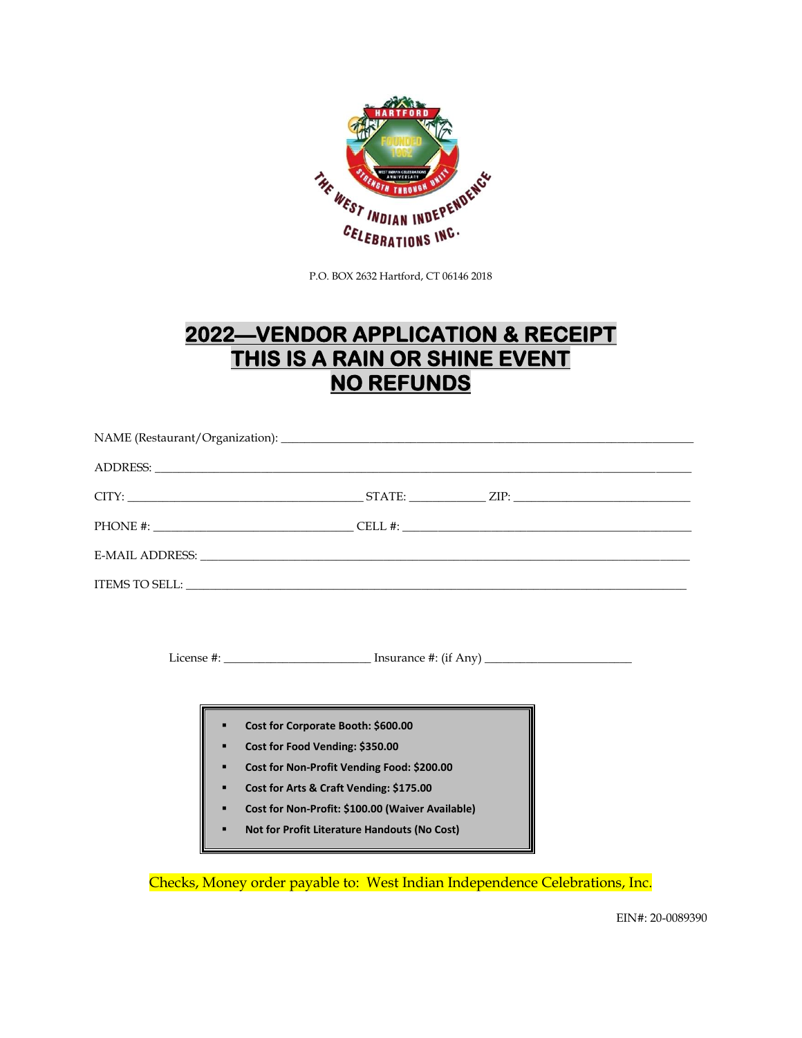P.O. BOX 2632 Hartford, CT 06146 2018

# 2022—VENDOR APPLICATION & RECEIPT
# THIS IS A RAIN OR SHINE EVENT
# NO REFUNDS

NAME (Restaurant/Organization): ______________________________

ADDRESS: ______________________________

CITY: ____________________ STATE: __________ ZIP: ____________________

PHONE #: ____________________ CELL #: ____________________

E-MAIL ADDRESS: ______________________________

ITEMS TO SELL: ______________________________

License #: ____________________ Insurance #: (if Any) ____________________

- **Cost for Corporate Booth: $600.00**
- **Cost for Food Vending: $350.00**
- **Cost for Non-Profit Vending Food: $200.00**
- **Cost for Arts & Craft Vending: $175.00**
- **Cost for Non-Profit: $100.00 (Waiver Available)**
- **Not for Profit Literature Handouts (No Cost)**

Checks, Money order payable to: West Indian Independence Celebrations, Inc.

EIN#: 20-0089390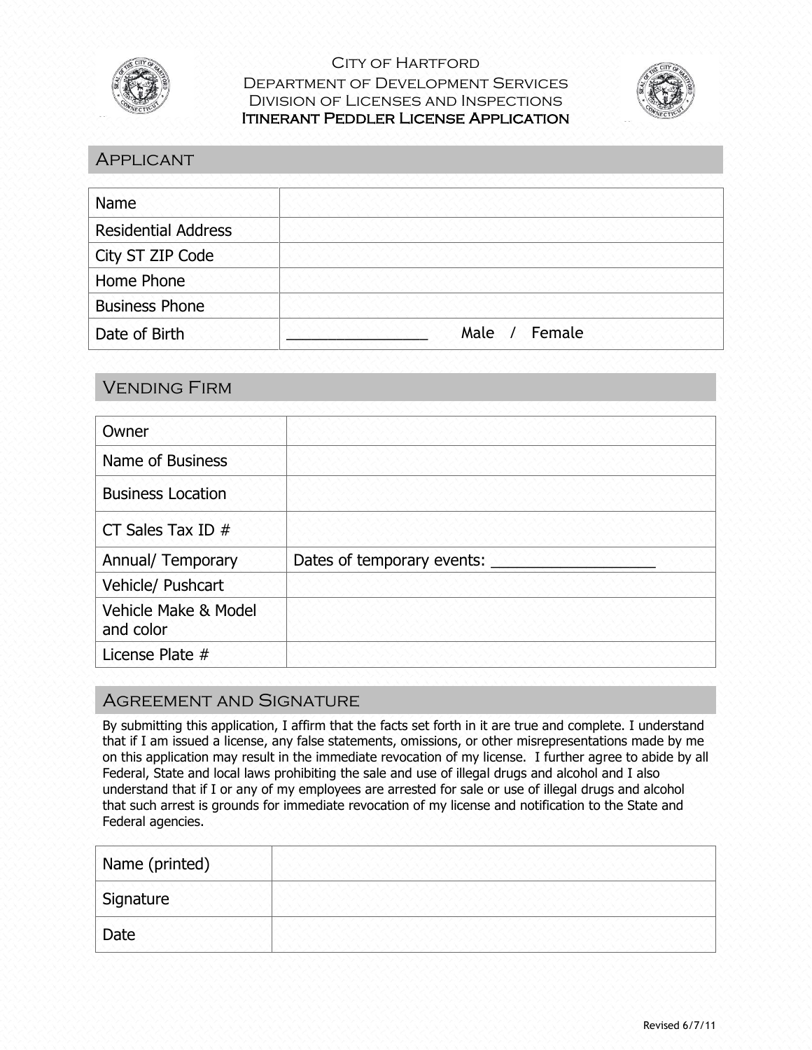# City of Hartford
## Department of Development Services
## Division of Licenses and Inspections
## Itinerant Peddler License Application

## Applicant

| | |
|---|---|
| Name | |
| Residential Address | |
| City ST ZIP Code | |
| Home Phone | |
| Business Phone | |
| Date of Birth | ________________ Male / Female |

## Vending Firm

| | |
|---|---|
| Owner | |
| Name of Business | |
| Business Location | |
| CT Sales Tax ID # | |
| Annual/ Temporary | Dates of temporary events: ___________________ |
| Vehicle/ Pushcart | |
| Vehicle Make & Model and color | |
| License Plate # | |

## Agreement and Signature

By submitting this application, I affirm that the facts set forth in it are true and complete. I understand that if I am issued a license, any false statements, omissions, or other misrepresentations made by me on this application may result in the immediate revocation of my license. I further agree to abide by all Federal, State and local laws prohibiting the sale and use of illegal drugs and alcohol and I also understand that if I or any of my employees are arrested for sale or use of illegal drugs and alcohol that such arrest is grounds for immediate revocation of my license and notification to the State and Federal agencies.

| | |
|---|---|
| Name (printed) | |
| Signature | |
| Date | |

Revised 6/7/11